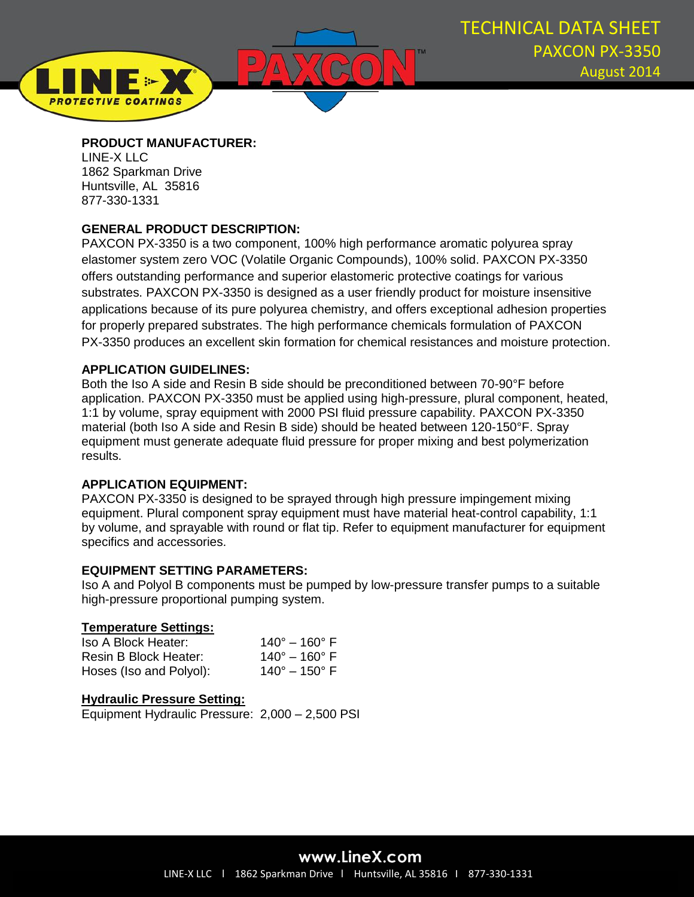# TECHNICAL DATA SHEET
## PAXCON PX-3350
August 2014

**PRODUCT MANUFACTURER:**
LINE-X LLC
1862 Sparkman Drive
Huntsville, AL 35816
877-330-1331

**GENERAL PRODUCT DESCRIPTION:**
PAXCON PX-3350 is a two component, 100% high performance aromatic polyurea spray elastomer system zero VOC (Volatile Organic Compounds), 100% solid. PAXCON PX-3350 offers outstanding performance and superior elastomeric protective coatings for various substrates. PAXCON PX-3350 is designed as a user friendly product for moisture insensitive applications because of its pure polyurea chemistry, and offers exceptional adhesion properties for properly prepared substrates. The high performance chemicals formulation of PAXCON PX-3350 produces an excellent skin formation for chemical resistances and moisture protection.

**APPLICATION GUIDELINES:**
Both the Iso A side and Resin B side should be preconditioned between 70-90°F before application. PAXCON PX-3350 must be applied using high-pressure, plural component, heated, 1:1 by volume, spray equipment with 2000 PSI fluid pressure capability. PAXCON PX-3350 material (both Iso A side and Resin B side) should be heated between 120-150°F. Spray equipment must generate adequate fluid pressure for proper mixing and best polymerization results.

**APPLICATION EQUIPMENT:**
PAXCON PX-3350 is designed to be sprayed through high pressure impingement mixing equipment. Plural component spray equipment must have material heat-control capability, 1:1 by volume, and sprayable with round or flat tip. Refer to equipment manufacturer for equipment specifics and accessories.

**EQUIPMENT SETTING PARAMETERS:**
Iso A and Polyol B components must be pumped by low-pressure transfer pumps to a suitable high-pressure proportional pumping system.

**Temperature Settings:**

| | |
|---|---|
| Iso A Block Heater: | 140° – 160° F |
| Resin B Block Heater: | 140° – 160° F |
| Hoses (Iso and Polyol): | 140° – 150° F |

**Hydraulic Pressure Setting:**
Equipment Hydraulic Pressure: 2,000 – 2,500 PSI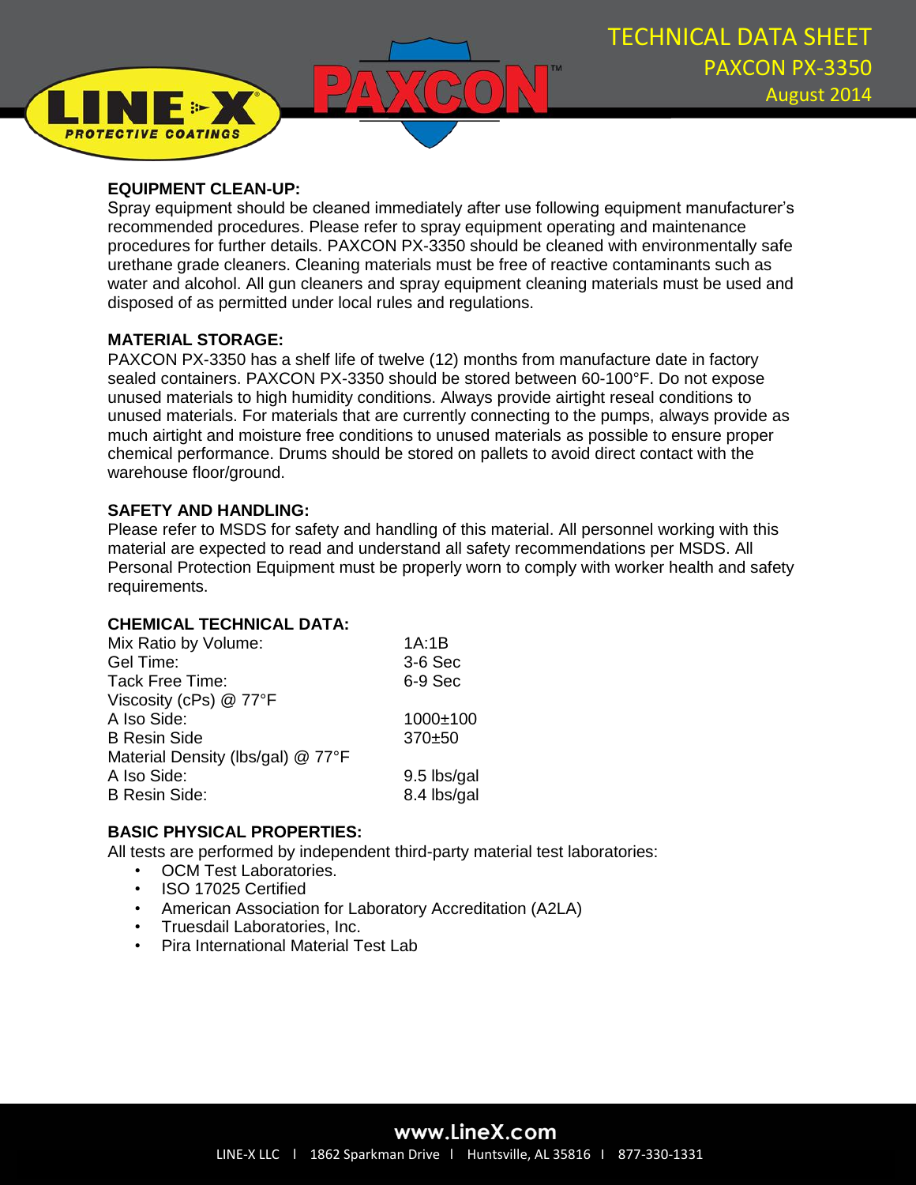### EQUIPMENT CLEAN-UP:

Spray equipment should be cleaned immediately after use following equipment manufacturer's recommended procedures. Please refer to spray equipment operating and maintenance procedures for further details. PAXCON PX-3350 should be cleaned with environmentally safe urethane grade cleaners. Cleaning materials must be free of reactive contaminants such as water and alcohol. All gun cleaners and spray equipment cleaning materials must be used and disposed of as permitted under local rules and regulations.

### MATERIAL STORAGE:

PAXCON PX-3350 has a shelf life of twelve (12) months from manufacture date in factory sealed containers. PAXCON PX-3350 should be stored between 60-100°F. Do not expose unused materials to high humidity conditions. Always provide airtight reseal conditions to unused materials. For materials that are currently connecting to the pumps, always provide as much airtight and moisture free conditions to unused materials as possible to ensure proper chemical performance. Drums should be stored on pallets to avoid direct contact with the warehouse floor/ground.

### SAFETY AND HANDLING:

Please refer to MSDS for safety and handling of this material. All personnel working with this material are expected to read and understand all safety recommendations per MSDS. All Personal Protection Equipment must be properly worn to comply with worker health and safety requirements.

### CHEMICAL TECHNICAL DATA:

| | |
|---|---|
| Mix Ratio by Volume: | 1A:1B |
| Gel Time: | 3-6 Sec |
| Tack Free Time: | 6-9 Sec |
| Viscosity (cPs) @ 77°F | |
| A Iso Side: | 1000±100 |
| B Resin Side | 370±50 |
| Material Density (lbs/gal) @ 77°F | |
| A Iso Side: | 9.5 lbs/gal |
| B Resin Side: | 8.4 lbs/gal |

### BASIC PHYSICAL PROPERTIES:

All tests are performed by independent third-party material test laboratories:

- OCM Test Laboratories.
- ISO 17025 Certified
- American Association for Laboratory Accreditation (A2LA)
- Truesdail Laboratories, Inc.
- Pira International Material Test Lab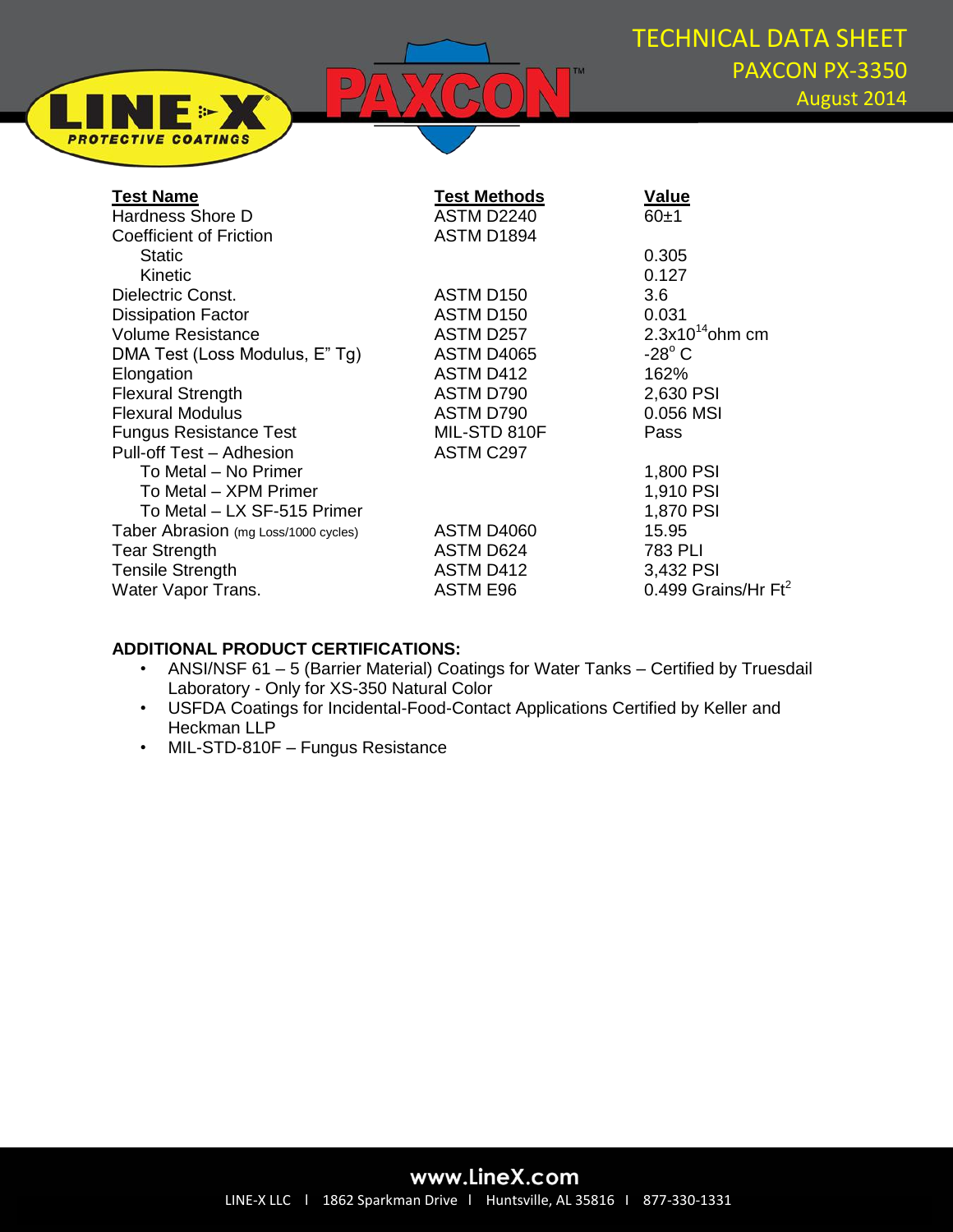# TECHNICAL DATA SHEET

## PAXCON PX-3350

August 2014

| Test Name | Test Methods | Value |
|---|---|---|
| Hardness Shore D | ASTM D2240 | 60±1 |
| Coefficient of Friction | ASTM D1894 | |
| Static | | 0.305 |
| Kinetic | | 0.127 |
| Dielectric Const. | ASTM D150 | 3.6 |
| Dissipation Factor | ASTM D150 | 0.031 |
| Volume Resistance | ASTM D257 | $2.3x10^{14}$ohm cm |
| DMA Test (Loss Modulus, E" Tg) | ASTM D4065 | -28° C |
| Elongation | ASTM D412 | 162% |
| Flexural Strength | ASTM D790 | 2,630 PSI |
| Flexural Modulus | ASTM D790 | 0.056 MSI |
| Fungus Resistance Test | MIL-STD 810F | Pass |
| Pull-off Test – Adhesion | ASTM C297 | |
| To Metal – No Primer | | 1,800 PSI |
| To Metal – XPM Primer | | 1,910 PSI |
| To Metal – LX SF-515 Primer | | 1,870 PSI |
| Taber Abrasion (mg Loss/1000 cycles) | ASTM D4060 | 15.95 |
| Tear Strength | ASTM D624 | 783 PLI |
| Tensile Strength | ASTM D412 | 3,432 PSI |
| Water Vapor Trans. | ASTM E96 | 0.499 Grains/Hr $Ft^2$ |

**ADDITIONAL PRODUCT CERTIFICATIONS:**

- ANSI/NSF 61 – 5 (Barrier Material) Coatings for Water Tanks – Certified by Truesdail Laboratory - Only for XS-350 Natural Color
- USFDA Coatings for Incidental-Food-Contact Applications Certified by Keller and Heckman LLP
- MIL-STD-810F – Fungus Resistance

www.LineX.com

LINE-X LLC | 1862 Sparkman Drive | Huntsville, AL 35816 | 877-330-1331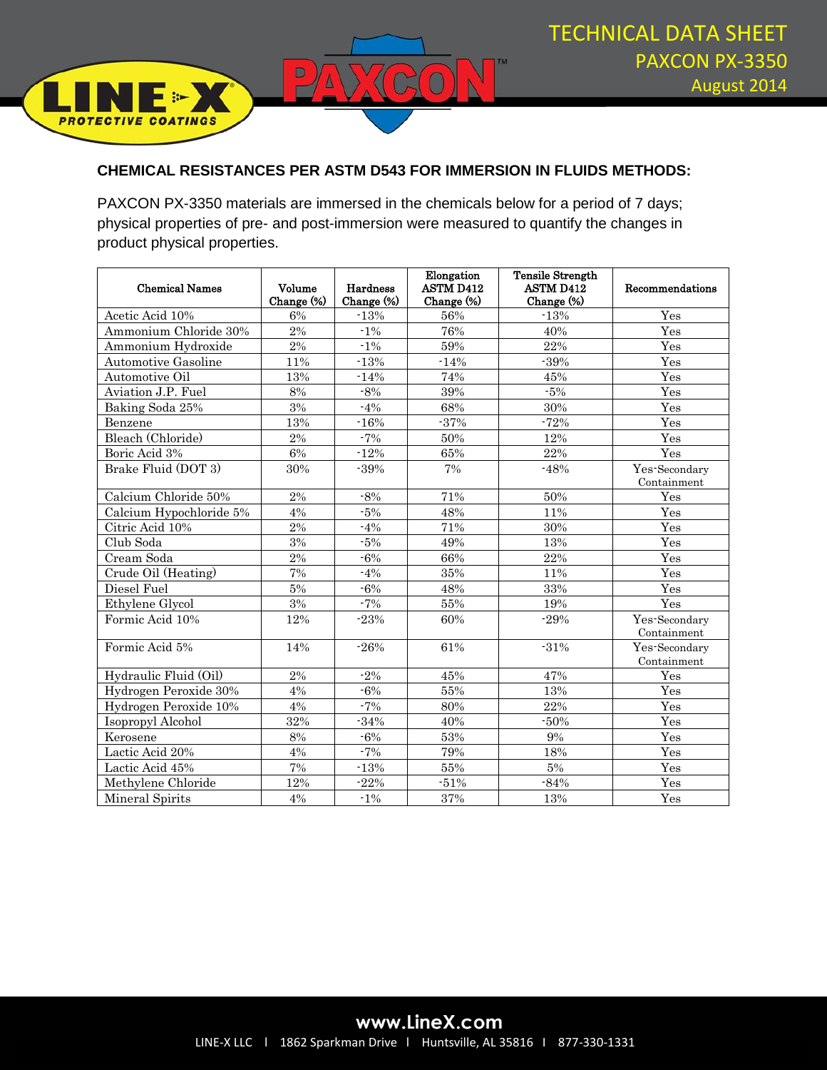## CHEMICAL RESISTANCES PER ASTM D543 FOR IMMERSION IN FLUIDS METHODS:

PAXCON PX-3350 materials are immersed in the chemicals below for a period of 7 days; physical properties of pre- and post-immersion were measured to quantify the changes in product physical properties.

| Chemical Names | Volume Change (%) | Hardness Change (%) | Elongation ASTM D412 Change (%) | Tensile Strength ASTM D412 Change (%) | Recommendations |
|---|---|---|---|---|---|
| Acetic Acid 10% | 6% | -13% | 56% | -13% | Yes |
| Ammonium Chloride 30% | 2% | -1% | 76% | 40% | Yes |
| Ammonium Hydroxide | 2% | -1% | 59% | 22% | Yes |
| Automotive Gasoline | 11% | -13% | -14% | -39% | Yes |
| Automotive Oil | 13% | -14% | 74% | 45% | Yes |
| Aviation J.P. Fuel | 8% | -8% | 39% | -5% | Yes |
| Baking Soda 25% | 3% | -4% | 68% | 30% | Yes |
| Benzene | 13% | -16% | -37% | -72% | Yes |
| Bleach (Chloride) | 2% | -7% | 50% | 12% | Yes |
| Boric Acid 3% | 6% | -12% | 65% | 22% | Yes |
| Brake Fluid (DOT 3) | 30% | -39% | 7% | -48% | Yes-Secondary Containment |
| Calcium Chloride 50% | 2% | -8% | 71% | 50% | Yes |
| Calcium Hypochloride 5% | 4% | -5% | 48% | 11% | Yes |
| Citric Acid 10% | 2% | -4% | 71% | 30% | Yes |
| Club Soda | 3% | -5% | 49% | 13% | Yes |
| Cream Soda | 2% | -6% | 66% | 22% | Yes |
| Crude Oil (Heating) | 7% | -4% | 35% | 11% | Yes |
| Diesel Fuel | 5% | -6% | 48% | 33% | Yes |
| Ethylene Glycol | 3% | -7% | 55% | 19% | Yes |
| Formic Acid 10% | 12% | -23% | 60% | -29% | Yes-Secondary Containment |
| Formic Acid 5% | 14% | -26% | 61% | -31% | Yes-Secondary Containment |
| Hydraulic Fluid (Oil) | 2% | -2% | 45% | 47% | Yes |
| Hydrogen Peroxide 30% | 4% | -6% | 55% | 13% | Yes |
| Hydrogen Peroxide 10% | 4% | -7% | 80% | 22% | Yes |
| Isopropyl Alcohol | 32% | -34% | 40% | -50% | Yes |
| Kerosene | 8% | -6% | 53% | 9% | Yes |
| Lactic Acid 20% | 4% | -7% | 79% | 18% | Yes |
| Lactic Acid 45% | 7% | -13% | 55% | 5% | Yes |
| Methylene Chloride | 12% | -22% | -51% | -84% | Yes |
| Mineral Spirits | 4% | -1% | 37% | 13% | Yes |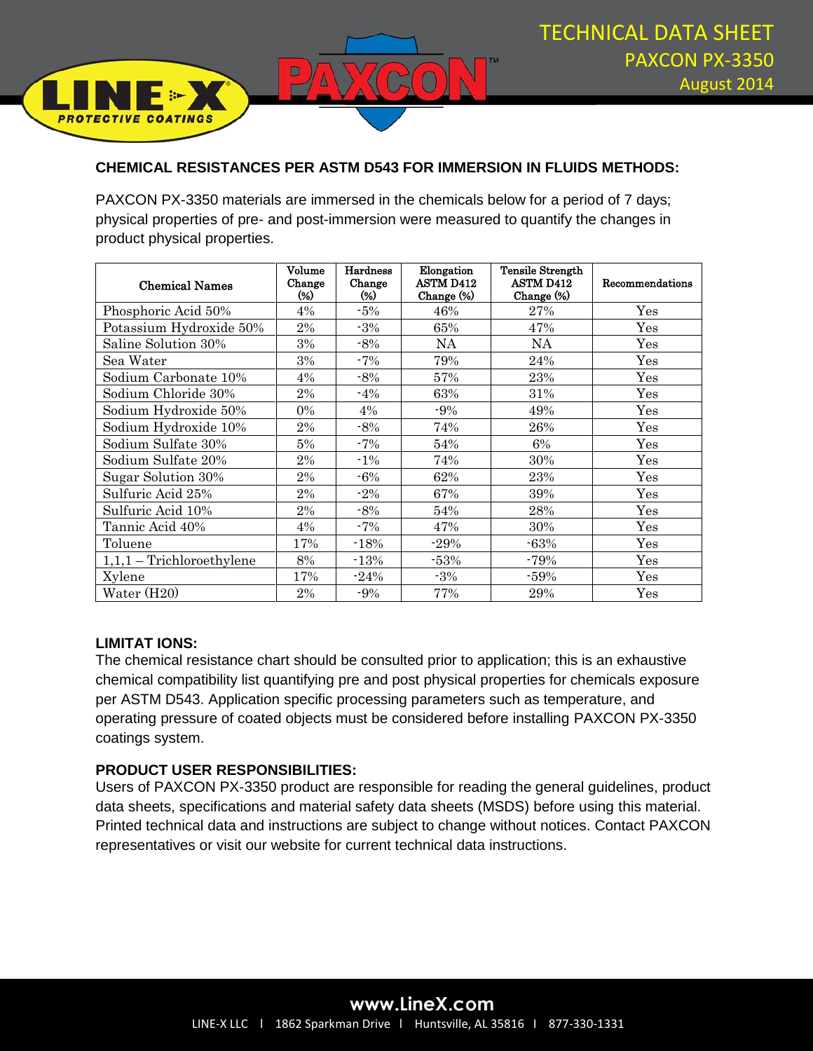# TECHNICAL DATA SHEET

## PAXCON PX-3350

August 2014

### CHEMICAL RESISTANCES PER ASTM D543 FOR IMMERSION IN FLUIDS METHODS:

PAXCON PX-3350 materials are immersed in the chemicals below for a period of 7 days; physical properties of pre- and post-immersion were measured to quantify the changes in product physical properties.

| Chemical Names | Volume Change (%) | Hardness Change (%) | Elongation ASTM D412 Change (%) | Tensile Strength ASTM D412 Change (%) | Recommendations |
|---|---|---|---|---|---|
| Phosphoric Acid 50% | 4% | -5% | 46% | 27% | Yes |
| Potassium Hydroxide 50% | 2% | -3% | 65% | 47% | Yes |
| Saline Solution 30% | 3% | -8% | NA | NA | Yes |
| Sea Water | 3% | -7% | 79% | 24% | Yes |
| Sodium Carbonate 10% | 4% | -8% | 57% | 23% | Yes |
| Sodium Chloride 30% | 2% | -4% | 63% | 31% | Yes |
| Sodium Hydroxide 50% | 0% | 4% | -9% | 49% | Yes |
| Sodium Hydroxide 10% | 2% | -8% | 74% | 26% | Yes |
| Sodium Sulfate 30% | 5% | -7% | 54% | 6% | Yes |
| Sodium Sulfate 20% | 2% | -1% | 74% | 30% | Yes |
| Sugar Solution 30% | 2% | -6% | 62% | 23% | Yes |
| Sulfuric Acid 25% | 2% | -2% | 67% | 39% | Yes |
| Sulfuric Acid 10% | 2% | -8% | 54% | 28% | Yes |
| Tannic Acid 40% | 4% | -7% | 47% | 30% | Yes |
| Toluene | 17% | -18% | -29% | -63% | Yes |
| 1,1,1 – Trichloroethylene | 8% | -13% | -53% | -79% | Yes |
| Xylene | 17% | -24% | -3% | -59% | Yes |
| Water (H20) | 2% | -9% | 77% | 29% | Yes |

### LIMITAT IONS:

The chemical resistance chart should be consulted prior to application; this is an exhaustive chemical compatibility list quantifying pre and post physical properties for chemicals exposure per ASTM D543. Application specific processing parameters such as temperature, and operating pressure of coated objects must be considered before installing PAXCON PX-3350 coatings system.

### PRODUCT USER RESPONSIBILITIES:

Users of PAXCON PX-3350 product are responsible for reading the general guidelines, product data sheets, specifications and material safety data sheets (MSDS) before using this material. Printed technical data and instructions are subject to change without notices. Contact PAXCON representatives or visit our website for current technical data instructions.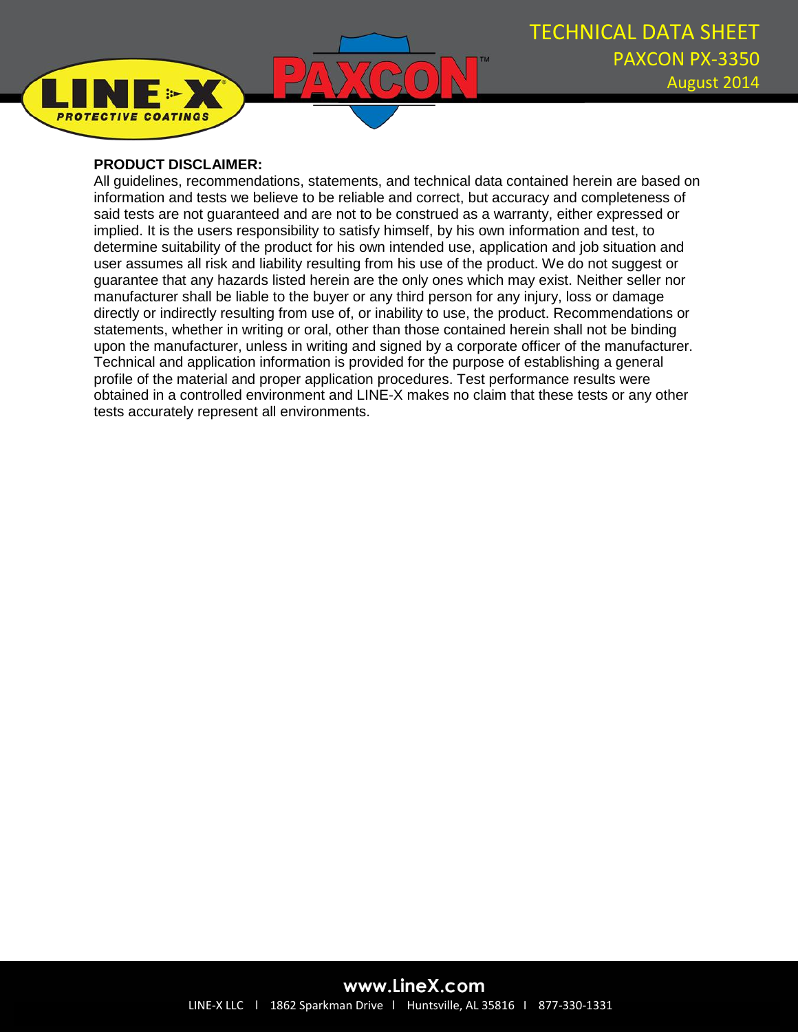**PRODUCT DISCLAIMER:**

All guidelines, recommendations, statements, and technical data contained herein are based on information and tests we believe to be reliable and correct, but accuracy and completeness of said tests are not guaranteed and are not to be construed as a warranty, either expressed or implied. It is the users responsibility to satisfy himself, by his own information and test, to determine suitability of the product for his own intended use, application and job situation and user assumes all risk and liability resulting from his use of the product. We do not suggest or guarantee that any hazards listed herein are the only ones which may exist. Neither seller nor manufacturer shall be liable to the buyer or any third person for any injury, loss or damage directly or indirectly resulting from use of, or inability to use, the product. Recommendations or statements, whether in writing or oral, other than those contained herein shall not be binding upon the manufacturer, unless in writing and signed by a corporate officer of the manufacturer. Technical and application information is provided for the purpose of establishing a general profile of the material and proper application procedures. Test performance results were obtained in a controlled environment and LINE-X makes no claim that these tests or any other tests accurately represent all environments.